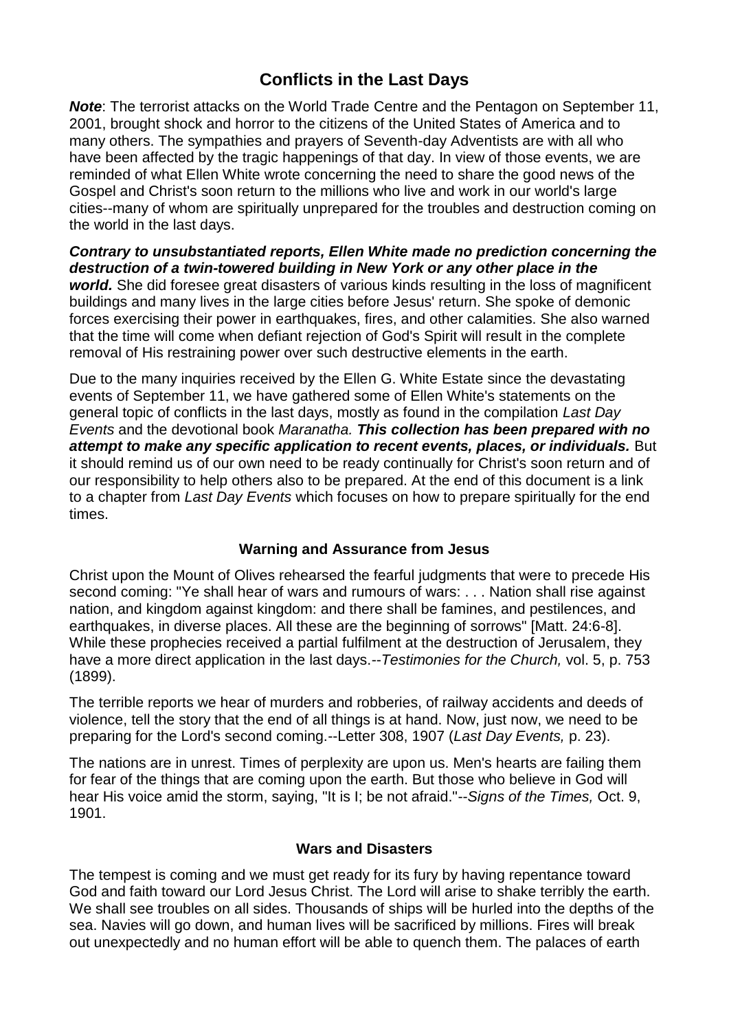# Conflicts in the Last Days

***Note***: The terrorist attacks on the World Trade Centre and the Pentagon on September 11, 2001, brought shock and horror to the citizens of the United States of America and to many others. The sympathies and prayers of Seventh-day Adventists are with all who have been affected by the tragic happenings of that day. In view of those events, we are reminded of what Ellen White wrote concerning the need to share the good news of the Gospel and Christ's soon return to the millions who live and work in our world's large cities--many of whom are spiritually unprepared for the troubles and destruction coming on the world in the last days.

***Contrary to unsubstantiated reports, Ellen White made no prediction concerning the destruction of a twin-towered building in New York or any other place in the world.*** She did foresee great disasters of various kinds resulting in the loss of magnificent buildings and many lives in the large cities before Jesus' return. She spoke of demonic forces exercising their power in earthquakes, fires, and other calamities. She also warned that the time will come when defiant rejection of God's Spirit will result in the complete removal of His restraining power over such destructive elements in the earth.

Due to the many inquiries received by the Ellen G. White Estate since the devastating events of September 11, we have gathered some of Ellen White's statements on the general topic of conflicts in the last days, mostly as found in the compilation *Last Day Events* and the devotional book *Maranatha.* ***This collection has been prepared with no attempt to make any specific application to recent events, places, or individuals.*** But it should remind us of our own need to be ready continually for Christ's soon return and of our responsibility to help others also to be prepared. At the end of this document is a link to a chapter from *Last Day Events* which focuses on how to prepare spiritually for the end times.

### Warning and Assurance from Jesus

Christ upon the Mount of Olives rehearsed the fearful judgments that were to precede His second coming: "Ye shall hear of wars and rumours of wars: . . . Nation shall rise against nation, and kingdom against kingdom: and there shall be famines, and pestilences, and earthquakes, in diverse places. All these are the beginning of sorrows" [Matt. 24:6-8]. While these prophecies received a partial fulfilment at the destruction of Jerusalem, they have a more direct application in the last days.--*Testimonies for the Church,* vol. 5, p. 753 (1899).

The terrible reports we hear of murders and robberies, of railway accidents and deeds of violence, tell the story that the end of all things is at hand. Now, just now, we need to be preparing for the Lord's second coming.--Letter 308, 1907 (*Last Day Events,* p. 23).

The nations are in unrest. Times of perplexity are upon us. Men's hearts are failing them for fear of the things that are coming upon the earth. But those who believe in God will hear His voice amid the storm, saying, "It is I; be not afraid."--*Signs of the Times,* Oct. 9, 1901.

### Wars and Disasters

The tempest is coming and we must get ready for its fury by having repentance toward God and faith toward our Lord Jesus Christ. The Lord will arise to shake terribly the earth. We shall see troubles on all sides. Thousands of ships will be hurled into the depths of the sea. Navies will go down, and human lives will be sacrificed by millions. Fires will break out unexpectedly and no human effort will be able to quench them. The palaces of earth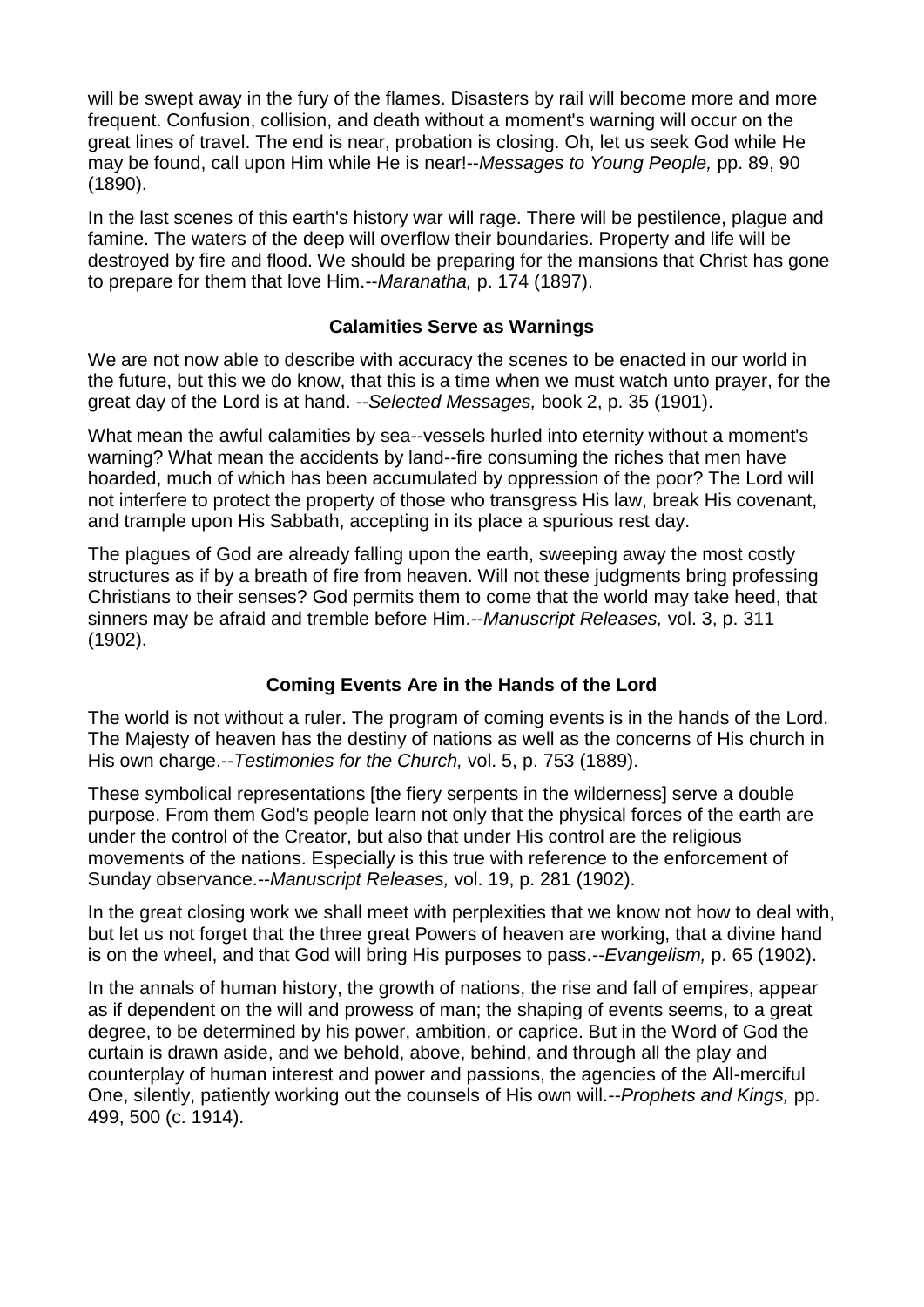will be swept away in the fury of the flames. Disasters by rail will become more and more frequent. Confusion, collision, and death without a moment's warning will occur on the great lines of travel. The end is near, probation is closing. Oh, let us seek God while He may be found, call upon Him while He is near!--*Messages to Young People,* pp. 89, 90 (1890).

In the last scenes of this earth's history war will rage. There will be pestilence, plague and famine. The waters of the deep will overflow their boundaries. Property and life will be destroyed by fire and flood. We should be preparing for the mansions that Christ has gone to prepare for them that love Him.--*Maranatha,* p. 174 (1897).

### Calamities Serve as Warnings

We are not now able to describe with accuracy the scenes to be enacted in our world in the future, but this we do know, that this is a time when we must watch unto prayer, for the great day of the Lord is at hand. --*Selected Messages,* book 2, p. 35 (1901).

What mean the awful calamities by sea--vessels hurled into eternity without a moment's warning? What mean the accidents by land--fire consuming the riches that men have hoarded, much of which has been accumulated by oppression of the poor? The Lord will not interfere to protect the property of those who transgress His law, break His covenant, and trample upon His Sabbath, accepting in its place a spurious rest day.

The plagues of God are already falling upon the earth, sweeping away the most costly structures as if by a breath of fire from heaven. Will not these judgments bring professing Christians to their senses? God permits them to come that the world may take heed, that sinners may be afraid and tremble before Him.--*Manuscript Releases,* vol. 3, p. 311 (1902).

### Coming Events Are in the Hands of the Lord

The world is not without a ruler. The program of coming events is in the hands of the Lord. The Majesty of heaven has the destiny of nations as well as the concerns of His church in His own charge.--*Testimonies for the Church,* vol. 5, p. 753 (1889).

These symbolical representations [the fiery serpents in the wilderness] serve a double purpose. From them God's people learn not only that the physical forces of the earth are under the control of the Creator, but also that under His control are the religious movements of the nations. Especially is this true with reference to the enforcement of Sunday observance.--*Manuscript Releases,* vol. 19, p. 281 (1902).

In the great closing work we shall meet with perplexities that we know not how to deal with, but let us not forget that the three great Powers of heaven are working, that a divine hand is on the wheel, and that God will bring His purposes to pass.--*Evangelism,* p. 65 (1902).

In the annals of human history, the growth of nations, the rise and fall of empires, appear as if dependent on the will and prowess of man; the shaping of events seems, to a great degree, to be determined by his power, ambition, or caprice. But in the Word of God the curtain is drawn aside, and we behold, above, behind, and through all the play and counterplay of human interest and power and passions, the agencies of the All-merciful One, silently, patiently working out the counsels of His own will.--*Prophets and Kings,* pp. 499, 500 (c. 1914).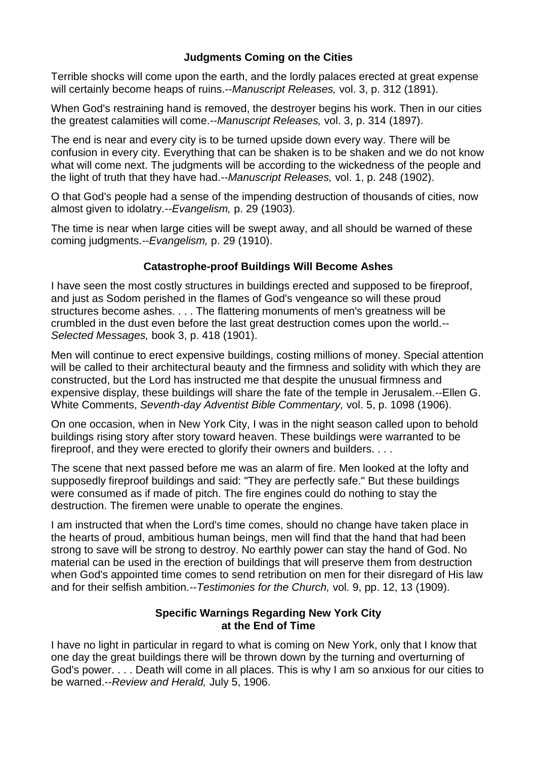### Judgments Coming on the Cities

Terrible shocks will come upon the earth, and the lordly palaces erected at great expense will certainly become heaps of ruins.--*Manuscript Releases,* vol. 3, p. 312 (1891).

When God's restraining hand is removed, the destroyer begins his work. Then in our cities the greatest calamities will come.--*Manuscript Releases,* vol. 3, p. 314 (1897).

The end is near and every city is to be turned upside down every way. There will be confusion in every city. Everything that can be shaken is to be shaken and we do not know what will come next. The judgments will be according to the wickedness of the people and the light of truth that they have had.--*Manuscript Releases,* vol. 1, p. 248 (1902).

O that God's people had a sense of the impending destruction of thousands of cities, now almost given to idolatry.--*Evangelism,* p. 29 (1903).

The time is near when large cities will be swept away, and all should be warned of these coming judgments.--*Evangelism,* p. 29 (1910).

### Catastrophe-proof Buildings Will Become Ashes

I have seen the most costly structures in buildings erected and supposed to be fireproof, and just as Sodom perished in the flames of God's vengeance so will these proud structures become ashes. . . . The flattering monuments of men's greatness will be crumbled in the dust even before the last great destruction comes upon the world.--*Selected Messages,* book 3, p. 418 (1901).

Men will continue to erect expensive buildings, costing millions of money. Special attention will be called to their architectural beauty and the firmness and solidity with which they are constructed, but the Lord has instructed me that despite the unusual firmness and expensive display, these buildings will share the fate of the temple in Jerusalem.--Ellen G. White Comments, *Seventh-day Adventist Bible Commentary,* vol. 5, p. 1098 (1906).

On one occasion, when in New York City, I was in the night season called upon to behold buildings rising story after story toward heaven. These buildings were warranted to be fireproof, and they were erected to glorify their owners and builders. . . .

The scene that next passed before me was an alarm of fire. Men looked at the lofty and supposedly fireproof buildings and said: "They are perfectly safe." But these buildings were consumed as if made of pitch. The fire engines could do nothing to stay the destruction. The firemen were unable to operate the engines.

I am instructed that when the Lord's time comes, should no change have taken place in the hearts of proud, ambitious human beings, men will find that the hand that had been strong to save will be strong to destroy. No earthly power can stay the hand of God. No material can be used in the erection of buildings that will preserve them from destruction when God's appointed time comes to send retribution on men for their disregard of His law and for their selfish ambition.--*Testimonies for the Church,* vol. 9, pp. 12, 13 (1909).

### Specific Warnings Regarding New York City at the End of Time

I have no light in particular in regard to what is coming on New York, only that I know that one day the great buildings there will be thrown down by the turning and overturning of God's power. . . . Death will come in all places. This is why I am so anxious for our cities to be warned.--*Review and Herald,* July 5, 1906.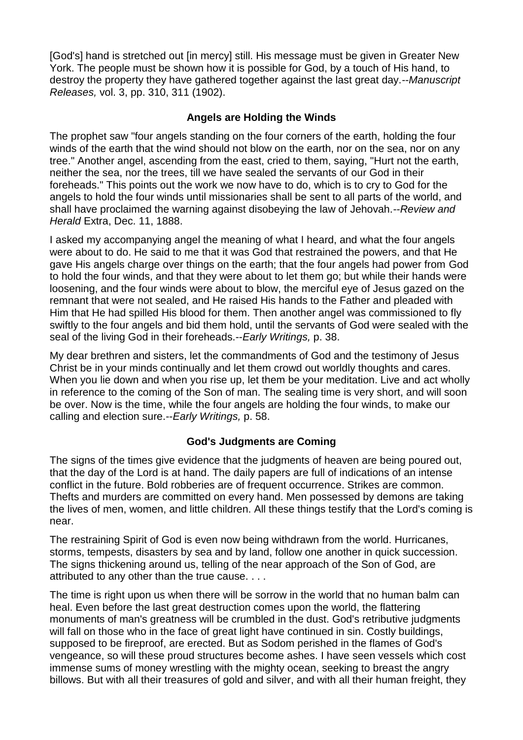[God's] hand is stretched out [in mercy] still. His message must be given in Greater New York. The people must be shown how it is possible for God, by a touch of His hand, to destroy the property they have gathered together against the last great day.--*Manuscript Releases,* vol. 3, pp. 310, 311 (1902).

### Angels are Holding the Winds

The prophet saw "four angels standing on the four corners of the earth, holding the four winds of the earth that the wind should not blow on the earth, nor on the sea, nor on any tree." Another angel, ascending from the east, cried to them, saying, "Hurt not the earth, neither the sea, nor the trees, till we have sealed the servants of our God in their foreheads." This points out the work we now have to do, which is to cry to God for the angels to hold the four winds until missionaries shall be sent to all parts of the world, and shall have proclaimed the warning against disobeying the law of Jehovah.--*Review and Herald* Extra, Dec. 11, 1888.

I asked my accompanying angel the meaning of what I heard, and what the four angels were about to do. He said to me that it was God that restrained the powers, and that He gave His angels charge over things on the earth; that the four angels had power from God to hold the four winds, and that they were about to let them go; but while their hands were loosening, and the four winds were about to blow, the merciful eye of Jesus gazed on the remnant that were not sealed, and He raised His hands to the Father and pleaded with Him that He had spilled His blood for them. Then another angel was commissioned to fly swiftly to the four angels and bid them hold, until the servants of God were sealed with the seal of the living God in their foreheads.--*Early Writings,* p. 38.

My dear brethren and sisters, let the commandments of God and the testimony of Jesus Christ be in your minds continually and let them crowd out worldly thoughts and cares. When you lie down and when you rise up, let them be your meditation. Live and act wholly in reference to the coming of the Son of man. The sealing time is very short, and will soon be over. Now is the time, while the four angels are holding the four winds, to make our calling and election sure.--*Early Writings,* p. 58.

### God's Judgments are Coming

The signs of the times give evidence that the judgments of heaven are being poured out, that the day of the Lord is at hand. The daily papers are full of indications of an intense conflict in the future. Bold robberies are of frequent occurrence. Strikes are common. Thefts and murders are committed on every hand. Men possessed by demons are taking the lives of men, women, and little children. All these things testify that the Lord's coming is near.

The restraining Spirit of God is even now being withdrawn from the world. Hurricanes, storms, tempests, disasters by sea and by land, follow one another in quick succession. The signs thickening around us, telling of the near approach of the Son of God, are attributed to any other than the true cause. . . .

The time is right upon us when there will be sorrow in the world that no human balm can heal. Even before the last great destruction comes upon the world, the flattering monuments of man's greatness will be crumbled in the dust. God's retributive judgments will fall on those who in the face of great light have continued in sin. Costly buildings, supposed to be fireproof, are erected. But as Sodom perished in the flames of God's vengeance, so will these proud structures become ashes. I have seen vessels which cost immense sums of money wrestling with the mighty ocean, seeking to breast the angry billows. But with all their treasures of gold and silver, and with all their human freight, they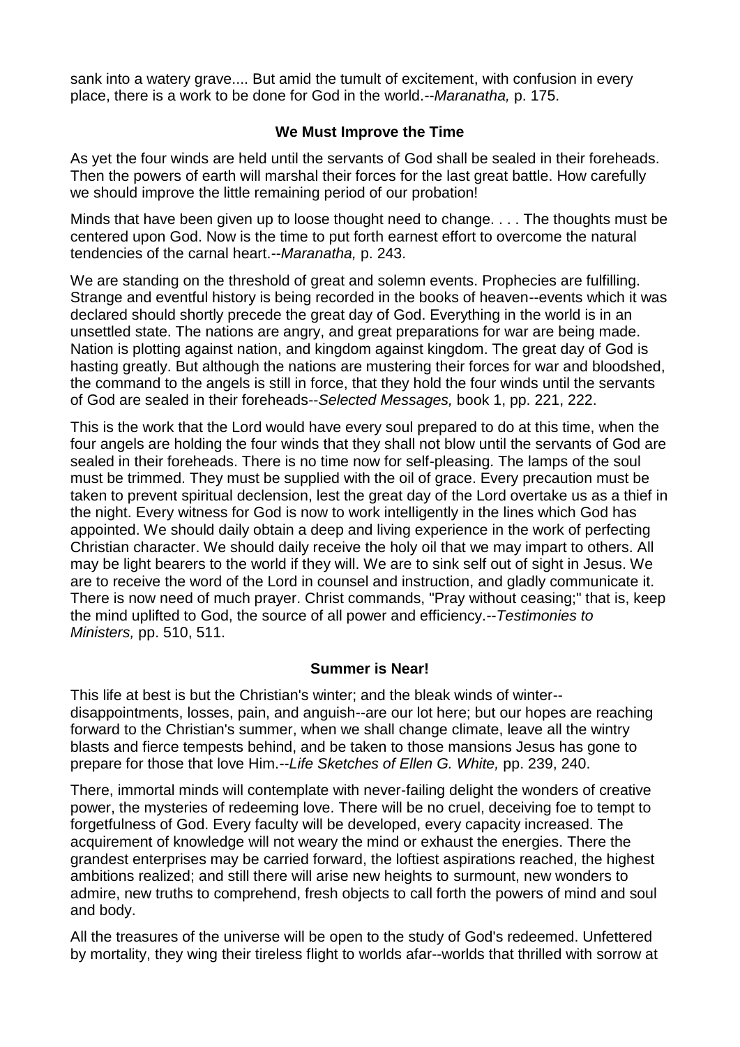sank into a watery grave.... But amid the tumult of excitement, with confusion in every place, there is a work to be done for God in the world.--*Maranatha,* p. 175.

### We Must Improve the Time

As yet the four winds are held until the servants of God shall be sealed in their foreheads. Then the powers of earth will marshal their forces for the last great battle. How carefully we should improve the little remaining period of our probation!

Minds that have been given up to loose thought need to change. . . . The thoughts must be centered upon God. Now is the time to put forth earnest effort to overcome the natural tendencies of the carnal heart.--*Maranatha,* p. 243.

We are standing on the threshold of great and solemn events. Prophecies are fulfilling. Strange and eventful history is being recorded in the books of heaven--events which it was declared should shortly precede the great day of God. Everything in the world is in an unsettled state. The nations are angry, and great preparations for war are being made. Nation is plotting against nation, and kingdom against kingdom. The great day of God is hasting greatly. But although the nations are mustering their forces for war and bloodshed, the command to the angels is still in force, that they hold the four winds until the servants of God are sealed in their foreheads--*Selected Messages,* book 1, pp. 221, 222.

This is the work that the Lord would have every soul prepared to do at this time, when the four angels are holding the four winds that they shall not blow until the servants of God are sealed in their foreheads. There is no time now for self-pleasing. The lamps of the soul must be trimmed. They must be supplied with the oil of grace. Every precaution must be taken to prevent spiritual declension, lest the great day of the Lord overtake us as a thief in the night. Every witness for God is now to work intelligently in the lines which God has appointed. We should daily obtain a deep and living experience in the work of perfecting Christian character. We should daily receive the holy oil that we may impart to others. All may be light bearers to the world if they will. We are to sink self out of sight in Jesus. We are to receive the word of the Lord in counsel and instruction, and gladly communicate it. There is now need of much prayer. Christ commands, "Pray without ceasing;" that is, keep the mind uplifted to God, the source of all power and efficiency.--*Testimonies to Ministers,* pp. 510, 511.

### Summer is Near!

This life at best is but the Christian's winter; and the bleak winds of winter--disappointments, losses, pain, and anguish--are our lot here; but our hopes are reaching forward to the Christian's summer, when we shall change climate, leave all the wintry blasts and fierce tempests behind, and be taken to those mansions Jesus has gone to prepare for those that love Him.--*Life Sketches of Ellen G. White,* pp. 239, 240.

There, immortal minds will contemplate with never-failing delight the wonders of creative power, the mysteries of redeeming love. There will be no cruel, deceiving foe to tempt to forgetfulness of God. Every faculty will be developed, every capacity increased. The acquirement of knowledge will not weary the mind or exhaust the energies. There the grandest enterprises may be carried forward, the loftiest aspirations reached, the highest ambitions realized; and still there will arise new heights to surmount, new wonders to admire, new truths to comprehend, fresh objects to call forth the powers of mind and soul and body.

All the treasures of the universe will be open to the study of God's redeemed. Unfettered by mortality, they wing their tireless flight to worlds afar--worlds that thrilled with sorrow at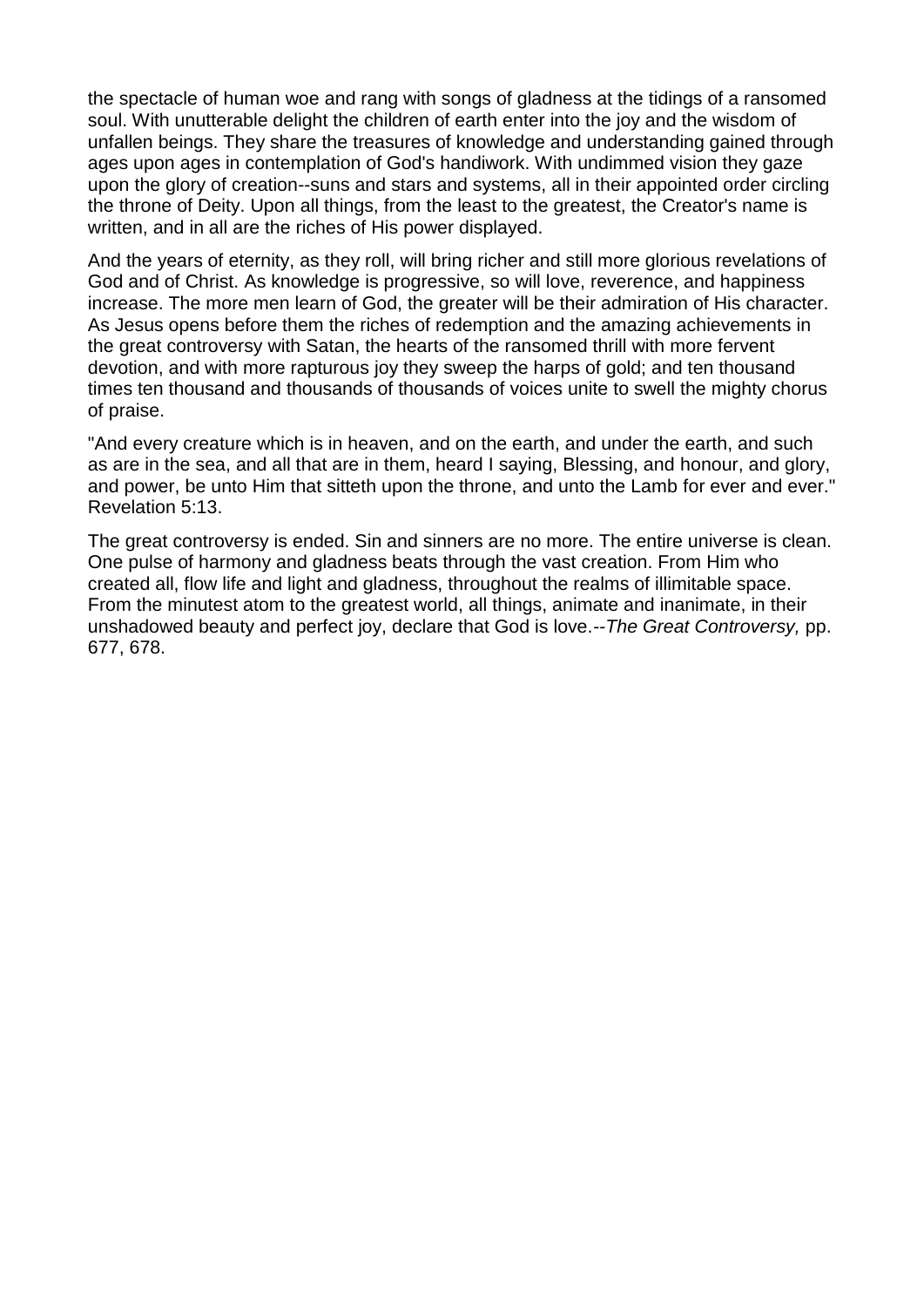the spectacle of human woe and rang with songs of gladness at the tidings of a ransomed soul. With unutterable delight the children of earth enter into the joy and the wisdom of unfallen beings. They share the treasures of knowledge and understanding gained through ages upon ages in contemplation of God's handiwork. With undimmed vision they gaze upon the glory of creation--suns and stars and systems, all in their appointed order circling the throne of Deity. Upon all things, from the least to the greatest, the Creator's name is written, and in all are the riches of His power displayed.

And the years of eternity, as they roll, will bring richer and still more glorious revelations of God and of Christ. As knowledge is progressive, so will love, reverence, and happiness increase. The more men learn of God, the greater will be their admiration of His character. As Jesus opens before them the riches of redemption and the amazing achievements in the great controversy with Satan, the hearts of the ransomed thrill with more fervent devotion, and with more rapturous joy they sweep the harps of gold; and ten thousand times ten thousand and thousands of thousands of voices unite to swell the mighty chorus of praise.

"And every creature which is in heaven, and on the earth, and under the earth, and such as are in the sea, and all that are in them, heard I saying, Blessing, and honour, and glory, and power, be unto Him that sitteth upon the throne, and unto the Lamb for ever and ever." Revelation 5:13.

The great controversy is ended. Sin and sinners are no more. The entire universe is clean. One pulse of harmony and gladness beats through the vast creation. From Him who created all, flow life and light and gladness, throughout the realms of illimitable space. From the minutest atom to the greatest world, all things, animate and inanimate, in their unshadowed beauty and perfect joy, declare that God is love.--*The Great Controversy,* pp. 677, 678.